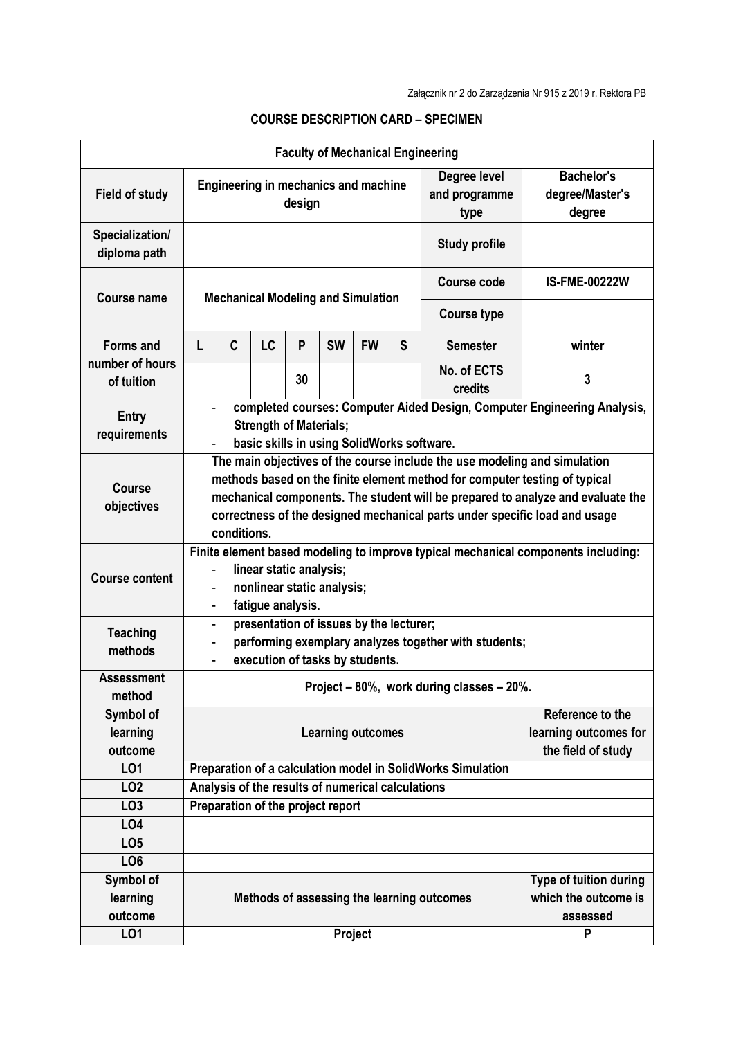Załącznik nr 2 do Zarządzenia Nr 915 z 2019 r. Rektora PB

## COURSE DESCRIPTION CARD – SPECIMEN

| Faculty of Mechanical Engineering | | | | | | | | | |
|---|---|---|---|---|---|---|---|---|---|
| **Field of study** | Engineering in mechanics and machine design | | | | | | | **Degree level and programme type** | Bachelor's degree/Master's degree |
| **Specialization/ diploma path** | | | | | | | | **Study profile** | |
| **Course name** | Mechanical Modeling and Simulation | | | | | | | **Course code** | IS-FME-00222W |
| | | | | | | | | **Course type** | |
| **Forms and number of hours of tuition** | L | C | LC | P | SW | FW | S | **Semester** | winter |
| | | | | 30 | | | | **No. of ECTS credits** | 3 |
| **Entry requirements** | - completed courses: Computer Aided Design, Computer Engineering Analysis, Strength of Materials;<br>- basic skills in using SolidWorks software. | | | | | | | | |
| **Course objectives** | The main objectives of the course include the use modeling and simulation methods based on the finite element method for computer testing of typical mechanical components. The student will be prepared to analyze and evaluate the correctness of the designed mechanical parts under specific load and usage conditions. | | | | | | | | |
| **Course content** | Finite element based modeling to improve typical mechanical components including:<br>- linear static analysis;<br>- nonlinear static analysis;<br>- fatigue analysis. | | | | | | | | |
| **Teaching methods** | - presentation of issues by the lecturer;<br>- performing exemplary analyzes together with students;<br>- execution of tasks by students. | | | | | | | | |
| **Assessment method** | Project – 80%, work during classes – 20%. | | | | | | | | |
| **Symbol of learning outcome** | **Learning outcomes** | | | | | | | | **Reference to the learning outcomes for the field of study** |
| LO1 | Preparation of a calculation model in SolidWorks Simulation | | | | | | | | |
| LO2 | Analysis of the results of numerical calculations | | | | | | | | |
| LO3 | Preparation of the project report | | | | | | | | |
| LO4 | | | | | | | | | |
| LO5 | | | | | | | | | |
| LO6 | | | | | | | | | |
| **Symbol of learning outcome** | **Methods of assessing the learning outcomes** | | | | | | | | **Type of tuition during which the outcome is assessed** |
| LO1 | Project | | | | | | | | P |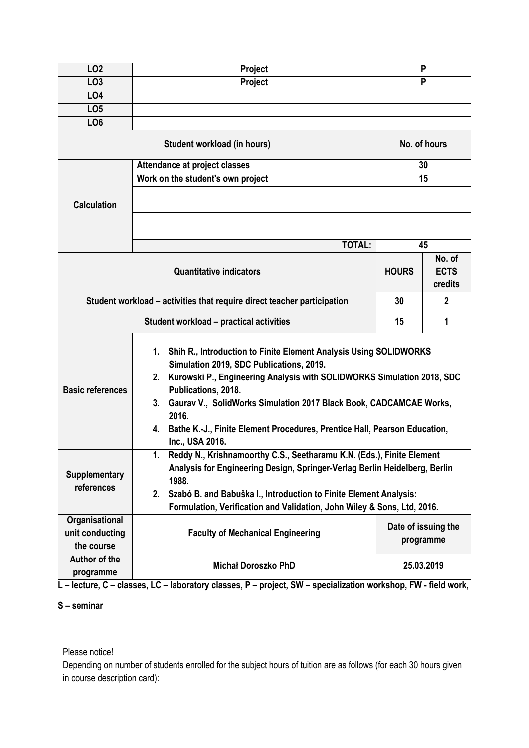| LO2 | Project | P | |
|---|---|---|---|
| LO3 | Project | P | |
| LO4 | | | |
| LO5 | | | |
| LO6 | | | |
| **Student workload (in hours)** | | **No. of hours** | |
| **Calculation** | Attendance at project classes | 30 | |
| | Work on the student's own project | 15 | |
| | | | |
| | | | |
| | | | |
| | | | |
| | **TOTAL:** | 45 | |
| **Quantitative indicators** | | **HOURS** | **No. of ECTS credits** |
| **Student workload – activities that require direct teacher participation** | | 30 | 2 |
| **Student workload – practical activities** | | 15 | 1 |
| **Basic references** | 1. Shih R., Introduction to Finite Element Analysis Using SOLIDWORKS Simulation 2019, SDC Publications, 2019.<br>2. Kurowski P., Engineering Analysis with SOLIDWORKS Simulation 2018, SDC Publications, 2018.<br>3. Gaurav V., SolidWorks Simulation 2017 Black Book, CADCAMCAE Works, 2016.<br>4. Bathe K.-J., Finite Element Procedures, Prentice Hall, Pearson Education, Inc., USA 2016. | | |
| **Supplementary references** | 1. Reddy N., Krishnamoorthy C.S., Seetharamu K.N. (Eds.), Finite Element Analysis for Engineering Design, Springer-Verlag Berlin Heidelberg, Berlin 1988.<br>2. Szabó B. and Babuška I., Introduction to Finite Element Analysis: Formulation, Verification and Validation, John Wiley & Sons, Ltd, 2016. | | |
| **Organisational unit conducting the course** | **Faculty of Mechanical Engineering** | **Date of issuing the programme** | |
| **Author of the programme** | **Michał Doroszko PhD** | **25.03.2019** | |

**L – lecture, C – classes, LC – laboratory classes, P – project, SW – specialization workshop, FW - field work, S – seminar**

Please notice!

Depending on number of students enrolled for the subject hours of tuition are as follows (for each 30 hours given in course description card):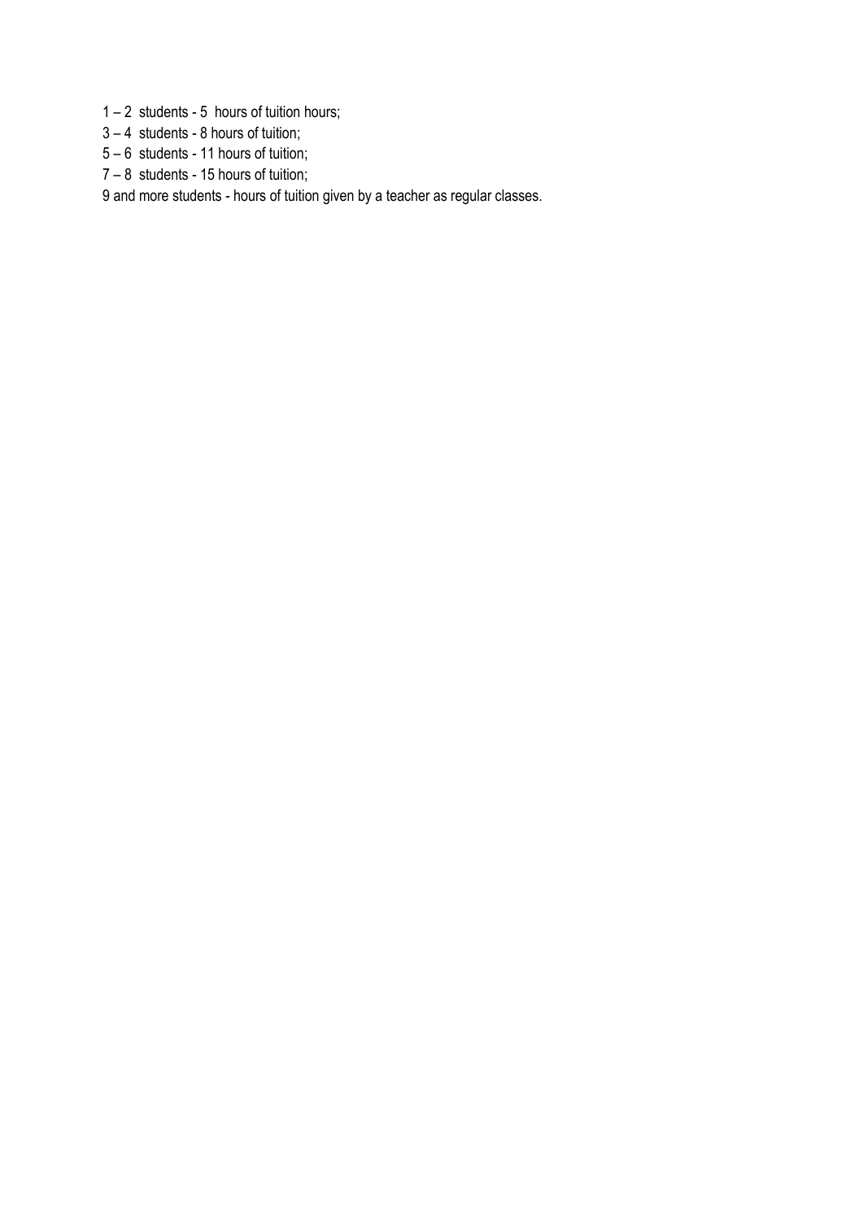1 – 2 students - 5 hours of tuition hours;
3 – 4 students - 8 hours of tuition;
5 – 6 students - 11 hours of tuition;
7 – 8 students - 15 hours of tuition;
9 and more students - hours of tuition given by a teacher as regular classes.